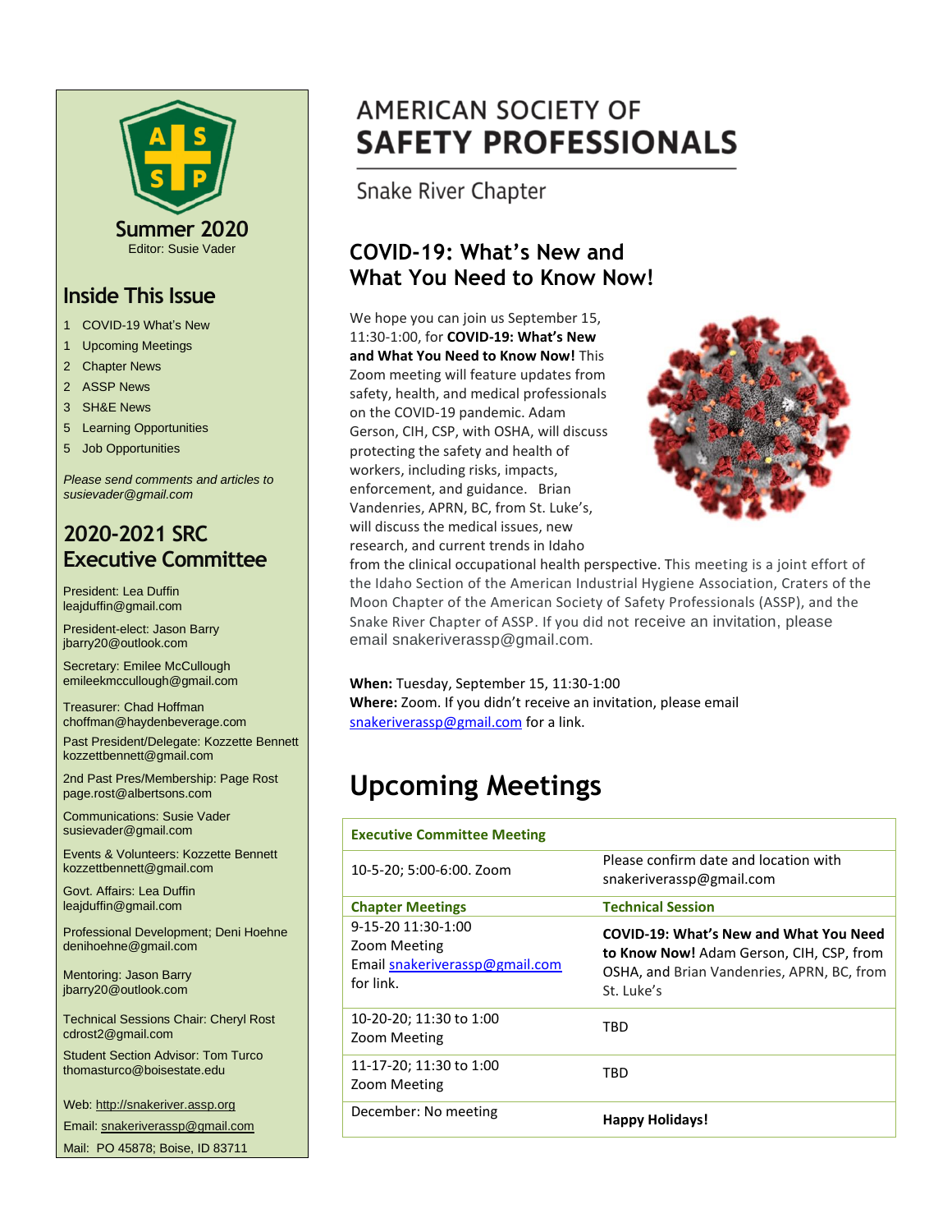# AMERICAN SOCIETY OF SAFETY PROFESSIONALS

Snake River Chapter

## COVID-19: What's New and What You Need to Know Now!

We hope you can join us September 15, 11:30-1:00, for **COVID-19: What's New and What You Need to Know Now!** This Zoom meeting will feature updates from safety, health, and medical professionals on the COVID-19 pandemic. Adam Gerson, CIH, CSP, with OSHA, will discuss protecting the safety and health of workers, including risks, impacts, enforcement, and guidance. Brian Vandenries, APRN, BC, from St. Luke's, will discuss the medical issues, new research, and current trends in Idaho from the clinical occupational health perspective. This meeting is a joint effort of the Idaho Section of the American Industrial Hygiene Association, Craters of the Moon Chapter of the American Society of Safety Professionals (ASSP), and the Snake River Chapter of ASSP. If you did not receive an invitation, please email snakeriverassp@gmail.com.

**When:** Tuesday, September 15, 11:30-1:00
**Where:** Zoom. If you didn't receive an invitation, please email snakeriverassp@gmail.com for a link.

## Upcoming Meetings

| **Executive Committee Meeting** | |
|---|---|
| 10-5-20; 5:00-6:00. Zoom | Please confirm date and location with snakeriverassp@gmail.com |
| **Chapter Meetings** | **Technical Session** |
| 9-15-20 11:30-1:00 Zoom Meeting Email snakeriverassp@gmail.com for link. | **COVID-19: What's New and What You Need to Know Now!** Adam Gerson, CIH, CSP, from OSHA, and Brian Vandenries, APRN, BC, from St. Luke's |
| 10-20-20; 11:30 to 1:00 Zoom Meeting | TBD |
| 11-17-20; 11:30 to 1:00 Zoom Meeting | TBD |
| December: No meeting | **Happy Holidays!** |

---

**Summer 2020**
Editor: Susie Vader

## Inside This Issue

- 1 COVID-19 What's New
- 1 Upcoming Meetings
- 2 Chapter News
- 2 ASSP News
- 3 SH&E News
- 5 Learning Opportunities
- 5 Job Opportunities

*Please send comments and articles to susievader@gmail.com*

## 2020-2021 SRC Executive Committee

President: Lea Duffin
leajduffin@gmail.com

President-elect: Jason Barry
jbarry20@outlook.com

Secretary: Emilee McCullough
emileekmccullough@gmail.com

Treasurer: Chad Hoffman
choffman@haydenbeverage.com

Past President/Delegate: Kozzette Bennett
kozzettbennett@gmail.com

2nd Past Pres/Membership: Page Rost
page.rost@albertsons.com

Communications: Susie Vader
susievader@gmail.com

Events & Volunteers: Kozzette Bennett
kozzettbennett@gmail.com

Govt. Affairs: Lea Duffin
leajduffin@gmail.com

Professional Development; Deni Hoehne
denihoehne@gmail.com

Mentoring: Jason Barry
jbarry20@outlook.com

Technical Sessions Chair: Cheryl Rost
cdrost2@gmail.com

Student Section Advisor: Tom Turco
thomasturco@boisestate.edu

Web: http://snakeriver.assp.org
Email: snakeriverassp@gmail.com
Mail: PO 45878; Boise, ID 83711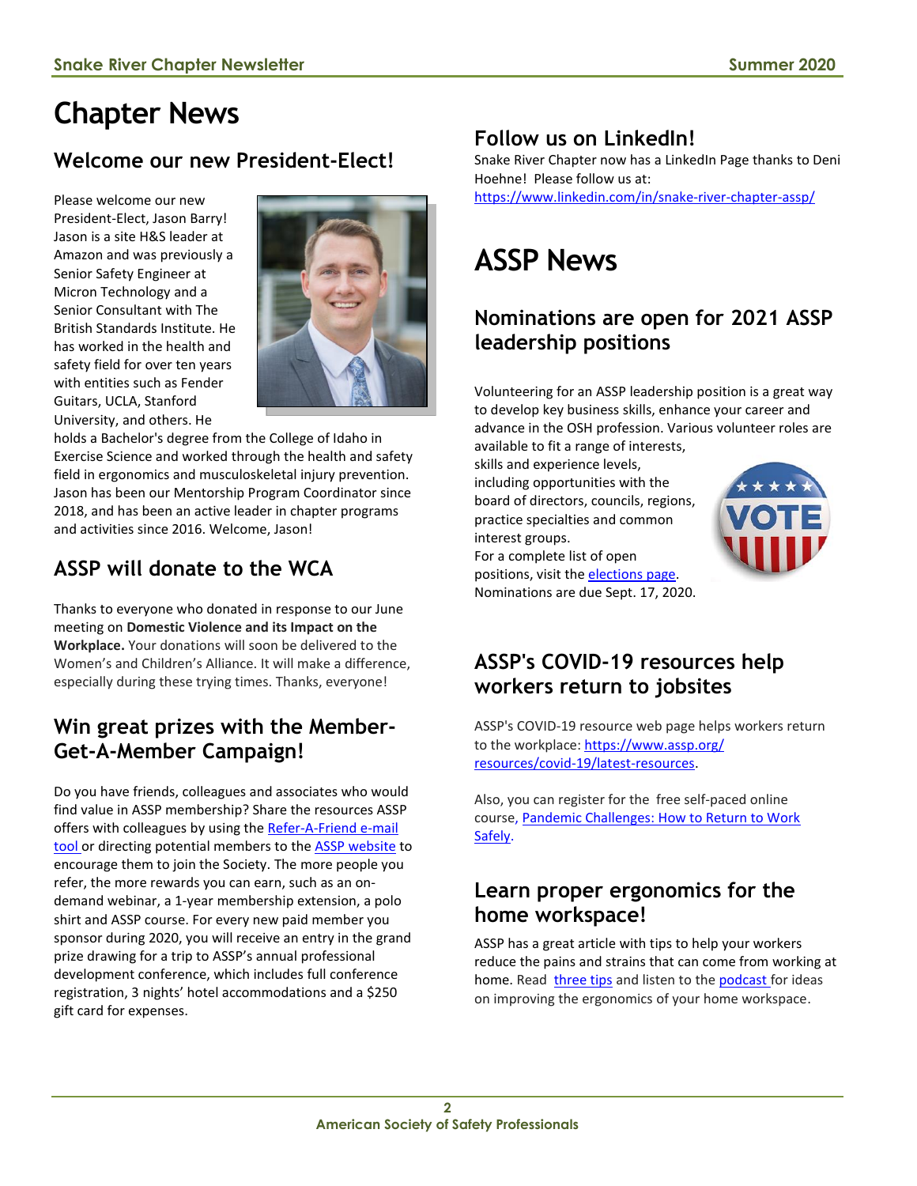# Chapter News

## Welcome our new President-Elect!

Please welcome our new President-Elect, Jason Barry! Jason is a site H&S leader at Amazon and was previously a Senior Safety Engineer at Micron Technology and a Senior Consultant with The British Standards Institute. He has worked in the health and safety field for over ten years with entities such as Fender Guitars, UCLA, Stanford University, and others. He holds a Bachelor's degree from the College of Idaho in Exercise Science and worked through the health and safety field in ergonomics and musculoskeletal injury prevention. Jason has been our Mentorship Program Coordinator since 2018, and has been an active leader in chapter programs and activities since 2016. Welcome, Jason!

## ASSP will donate to the WCA

Thanks to everyone who donated in response to our June meeting on **Domestic Violence and its Impact on the Workplace.** Your donations will soon be delivered to the Women's and Children's Alliance. It will make a difference, especially during these trying times. Thanks, everyone!

## Win great prizes with the Member-Get-A-Member Campaign!

Do you have friends, colleagues and associates who would find value in ASSP membership? Share the resources ASSP offers with colleagues by using the Refer-A-Friend e-mail tool or directing potential members to the ASSP website to encourage them to join the Society. The more people you refer, the more rewards you can earn, such as an on-demand webinar, a 1-year membership extension, a polo shirt and ASSP course. For every new paid member you sponsor during 2020, you will receive an entry in the grand prize drawing for a trip to ASSP's annual professional development conference, which includes full conference registration, 3 nights' hotel accommodations and a $250 gift card for expenses.

## Follow us on LinkedIn!

Snake River Chapter now has a LinkedIn Page thanks to Deni Hoehne! Please follow us at: https://www.linkedin.com/in/snake-river-chapter-assp/

# ASSP News

## Nominations are open for 2021 ASSP leadership positions

Volunteering for an ASSP leadership position is a great way to develop key business skills, enhance your career and advance in the OSH profession. Various volunteer roles are available to fit a range of interests, skills and experience levels, including opportunities with the board of directors, councils, regions, practice specialties and common interest groups.

For a complete list of open positions, visit the elections page. Nominations are due Sept. 17, 2020.

## ASSP's COVID-19 resources help workers return to jobsites

ASSP's COVID-19 resource web page helps workers return to the workplace: https://www.assp.org/resources/covid-19/latest-resources.

Also, you can register for the free self-paced online course, Pandemic Challenges: How to Return to Work Safely.

## Learn proper ergonomics for the home workspace!

ASSP has a great article with tips to help your workers reduce the pains and strains that can come from working at home. Read three tips and listen to the podcast for ideas on improving the ergonomics of your home workspace.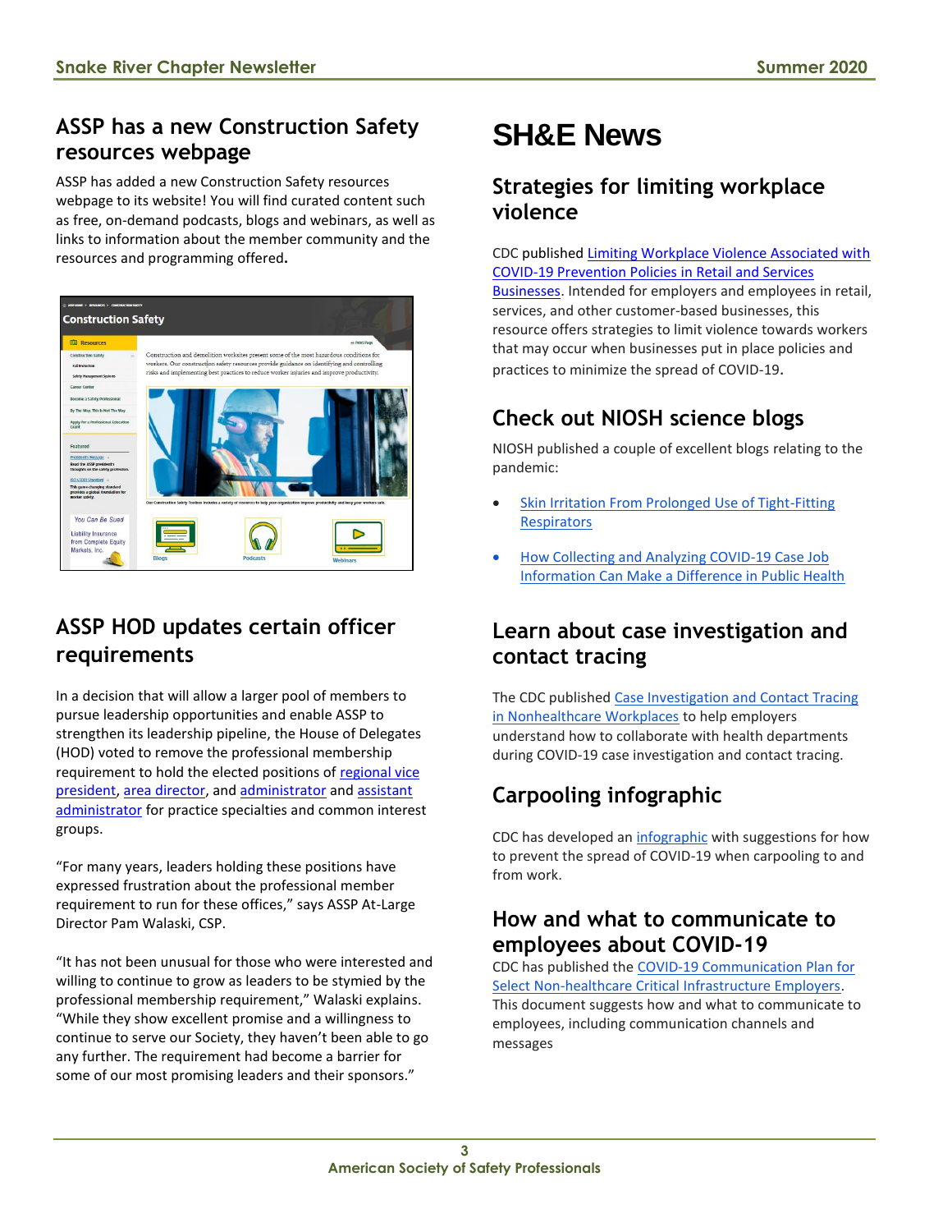## ASSP has a new Construction Safety resources webpage

ASSP has added a new Construction Safety resources webpage to its website! You will find curated content such as free, on-demand podcasts, blogs and webinars, as well as links to information about the member community and the resources and programming offered**.**

## ASSP HOD updates certain officer requirements

In a decision that will allow a larger pool of members to pursue leadership opportunities and enable ASSP to strengthen its leadership pipeline, the House of Delegates (HOD) voted to remove the professional membership requirement to hold the elected positions of regional vice president, area director, and administrator and assistant administrator for practice specialties and common interest groups.

"For many years, leaders holding these positions have expressed frustration about the professional member requirement to run for these offices," says ASSP At-Large Director Pam Walaski, CSP.

"It has not been unusual for those who were interested and willing to continue to grow as leaders to be stymied by the professional membership requirement," Walaski explains. "While they show excellent promise and a willingness to continue to serve our Society, they haven't been able to go any further. The requirement had become a barrier for some of our most promising leaders and their sponsors."

# SH&E News

## Strategies for limiting workplace violence

CDC published Limiting Workplace Violence Associated with COVID-19 Prevention Policies in Retail and Services Businesses. Intended for employers and employees in retail, services, and other customer-based businesses, this resource offers strategies to limit violence towards workers that may occur when businesses put in place policies and practices to minimize the spread of COVID-19.

## Check out NIOSH science blogs

NIOSH published a couple of excellent blogs relating to the pandemic:

- Skin Irritation From Prolonged Use of Tight-Fitting Respirators
- How Collecting and Analyzing COVID-19 Case Job Information Can Make a Difference in Public Health

## Learn about case investigation and contact tracing

The CDC published Case Investigation and Contact Tracing in Nonhealthcare Workplaces to help employers understand how to collaborate with health departments during COVID-19 case investigation and contact tracing.

## Carpooling infographic

CDC has developed an infographic with suggestions for how to prevent the spread of COVID-19 when carpooling to and from work.

## How and what to communicate to employees about COVID-19

CDC has published the COVID-19 Communication Plan for Select Non-healthcare Critical Infrastructure Employers. This document suggests how and what to communicate to employees, including communication channels and messages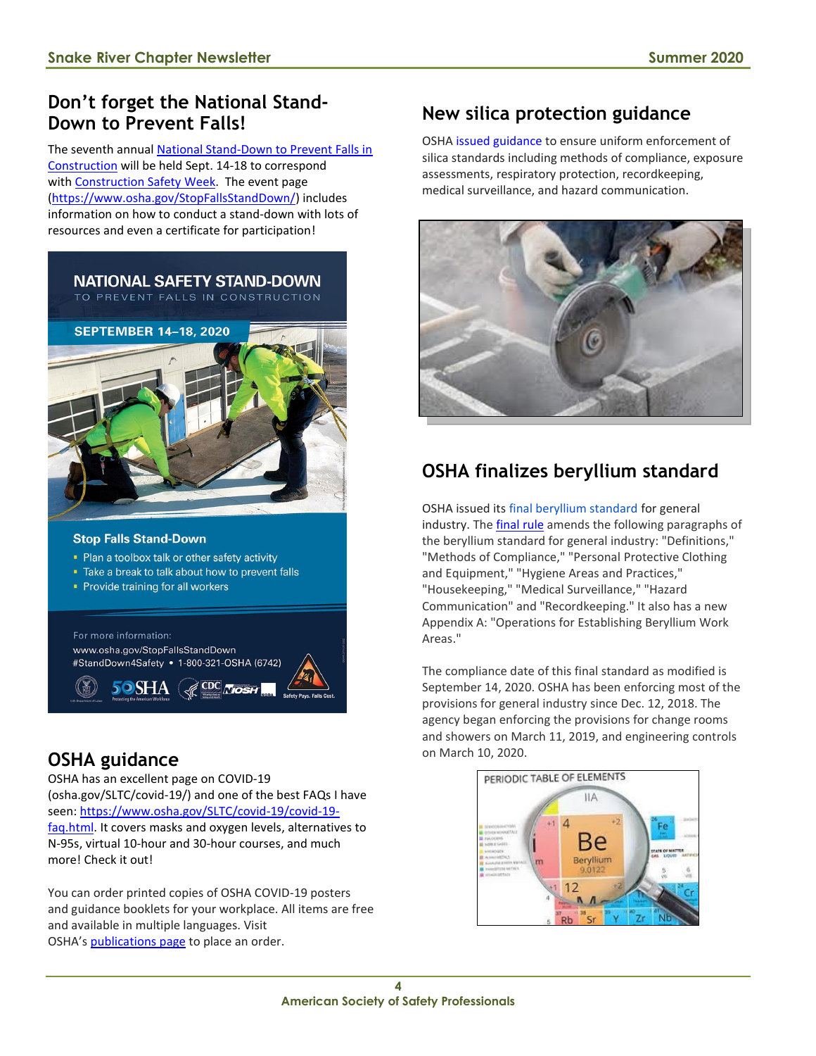## Don't forget the National Stand-Down to Prevent Falls!

The seventh annual National Stand-Down to Prevent Falls in Construction will be held Sept. 14-18 to correspond with Construction Safety Week. The event page (https://www.osha.gov/StopFallsStandDown/) includes information on how to conduct a stand-down with lots of resources and even a certificate for participation!

## OSHA guidance

OSHA has an excellent page on COVID-19 (osha.gov/SLTC/covid-19/) and one of the best FAQs I have seen: https://www.osha.gov/SLTC/covid-19/faq.html. It covers masks and oxygen levels, alternatives to N-95s, virtual 10-hour and 30-hour courses, and much more! Check it out!

You can order printed copies of OSHA COVID-19 posters and guidance booklets for your workplace. All items are free and available in multiple languages. Visit OSHA's publications page to place an order.

## New silica protection guidance

OSHA issued guidance to ensure uniform enforcement of silica standards including methods of compliance, exposure assessments, respiratory protection, recordkeeping, medical surveillance, and hazard communication.

## OSHA finalizes beryllium standard

OSHA issued its final beryllium standard for general industry. The final rule amends the following paragraphs of the beryllium standard for general industry: "Definitions," "Methods of Compliance," "Personal Protective Clothing and Equipment," "Hygiene Areas and Practices," "Housekeeping," "Medical Surveillance," "Hazard Communication" and "Recordkeeping." It also has a new Appendix A: "Operations for Establishing Beryllium Work Areas."

The compliance date of this final standard as modified is September 14, 2020. OSHA has been enforcing most of the provisions for general industry since Dec. 12, 2018. The agency began enforcing the provisions for change rooms and showers on March 11, 2019, and engineering controls on March 10, 2020.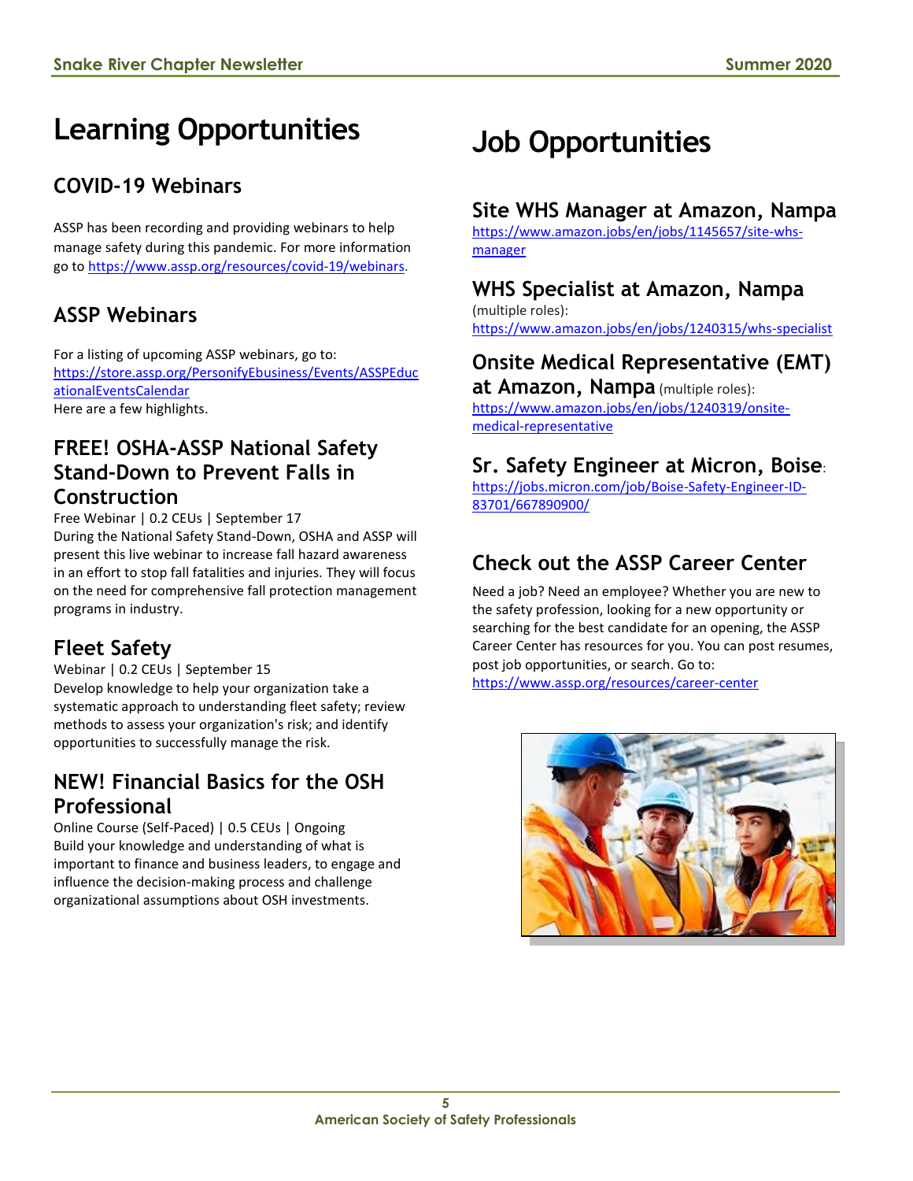# Learning Opportunities

## COVID-19 Webinars

ASSP has been recording and providing webinars to help manage safety during this pandemic. For more information go to https://www.assp.org/resources/covid-19/webinars.

## ASSP Webinars

For a listing of upcoming ASSP webinars, go to: https://store.assp.org/PersonifyEbusiness/Events/ASSPEducationalEventsCalendar
Here are a few highlights.

## FREE! OSHA-ASSP National Safety Stand-Down to Prevent Falls in Construction

Free Webinar | 0.2 CEUs | September 17
During the National Safety Stand-Down, OSHA and ASSP will present this live webinar to increase fall hazard awareness in an effort to stop fall fatalities and injuries. They will focus on the need for comprehensive fall protection management programs in industry.

## Fleet Safety

Webinar | 0.2 CEUs | September 15
Develop knowledge to help your organization take a systematic approach to understanding fleet safety; review methods to assess your organization's risk; and identify opportunities to successfully manage the risk.

## NEW! Financial Basics for the OSH Professional

Online Course (Self-Paced) | 0.5 CEUs | Ongoing
Build your knowledge and understanding of what is important to finance and business leaders, to engage and influence the decision-making process and challenge organizational assumptions about OSH investments.

# Job Opportunities

## Site WHS Manager at Amazon, Nampa

https://www.amazon.jobs/en/jobs/1145657/site-whs-manager

## WHS Specialist at Amazon, Nampa

(multiple roles):
https://www.amazon.jobs/en/jobs/1240315/whs-specialist

## Onsite Medical Representative (EMT) at Amazon, Nampa

(multiple roles):
https://www.amazon.jobs/en/jobs/1240319/onsite-medical-representative

## Sr. Safety Engineer at Micron, Boise:

https://jobs.micron.com/job/Boise-Safety-Engineer-ID-83701/667890900/

## Check out the ASSP Career Center

Need a job? Need an employee? Whether you are new to the safety profession, looking for a new opportunity or searching for the best candidate for an opening, the ASSP Career Center has resources for you. You can post resumes, post job opportunities, or search. Go to: https://www.assp.org/resources/career-center